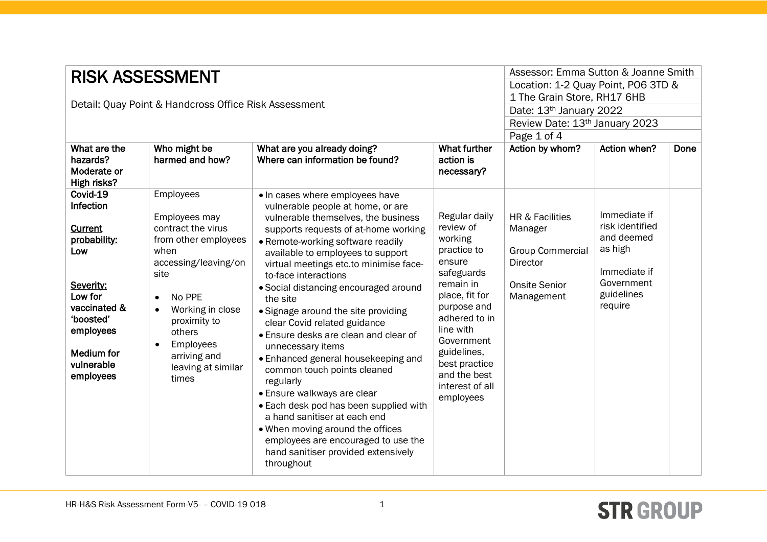# RISK ASSESSMENT

Detail: Quay Point & Handcross Office Risk Assessment

Assessor: Emma Sutton & Joanne Smith
Location: 1-2 Quay Point, PO6 3TD & 1 The Grain Store, RH17 6HB
Date: 13th January 2022
Review Date: 13th January 2023
Page 1 of 4

| What are the hazards? Moderate or High risks? | Who might be harmed and how? | What are you already doing? Where can information be found? | What further action is necessary? | Action by whom? | Action when? | Done |
|---|---|---|---|---|---|---|
| **Covid-19 Infection**<br><br>**Current probability:** Low<br><br>**Severity:** Low for vaccinated & 'boosted' employees<br><br>Medium for vulnerable employees | Employees<br><br>Employees may contract the virus from other employees when accessing/leaving/on site<br><br>• No PPE<br>• Working in close proximity to others<br>• Employees arriving and leaving at similar times | • In cases where employees have vulnerable people at home, or are vulnerable themselves, the business supports requests of at-home working<br>• Remote-working software readily available to employees to support virtual meetings etc.to minimise face-to-face interactions<br>• Social distancing encouraged around the site<br>• Signage around the site providing clear Covid related guidance<br>• Ensure desks are clean and clear of unnecessary items<br>• Enhanced general housekeeping and common touch points cleaned regularly<br>• Ensure walkways are clear<br>• Each desk pod has been supplied with a hand sanitiser at each end<br>• When moving around the offices employees are encouraged to use the hand sanitiser provided extensively throughout | Regular daily review of working practice to ensure safeguards remain in place, fit for purpose and adhered to in line with Government guidelines, best practice and the best interest of all employees | HR & Facilities Manager<br><br>Group Commercial Director<br><br>Onsite Senior Management | Immediate if risk identified and deemed as high<br><br>Immediate if Government guidelines require | |

HR-H&S Risk Assessment Form-V5- – COVID-19 018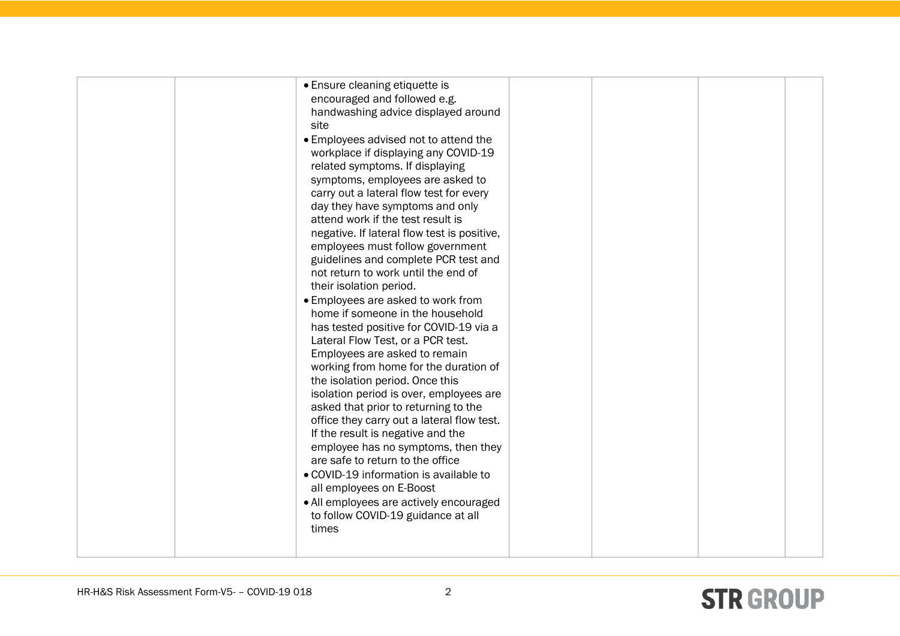|  |  |  |  |  |  |  |
|---|---|---|---|---|---|---|
|  |  | • Ensure cleaning etiquette is encouraged and followed e.g. handwashing advice displayed around site<br>• Employees advised not to attend the workplace if displaying any COVID-19 related symptoms. If displaying symptoms, employees are asked to carry out a lateral flow test for every day they have symptoms and only attend work if the test result is negative. If lateral flow test is positive, employees must follow government guidelines and complete PCR test and not return to work until the end of their isolation period.<br>• Employees are asked to work from home if someone in the household has tested positive for COVID-19 via a Lateral Flow Test, or a PCR test. Employees are asked to remain working from home for the duration of the isolation period. Once this isolation period is over, employees are asked that prior to returning to the office they carry out a lateral flow test. If the result is negative and the employee has no symptoms, then they are safe to return to the office<br>• COVID-19 information is available to all employees on E-Boost<br>• All employees are actively encouraged to follow COVID-19 guidance at all times |  |  |  |  |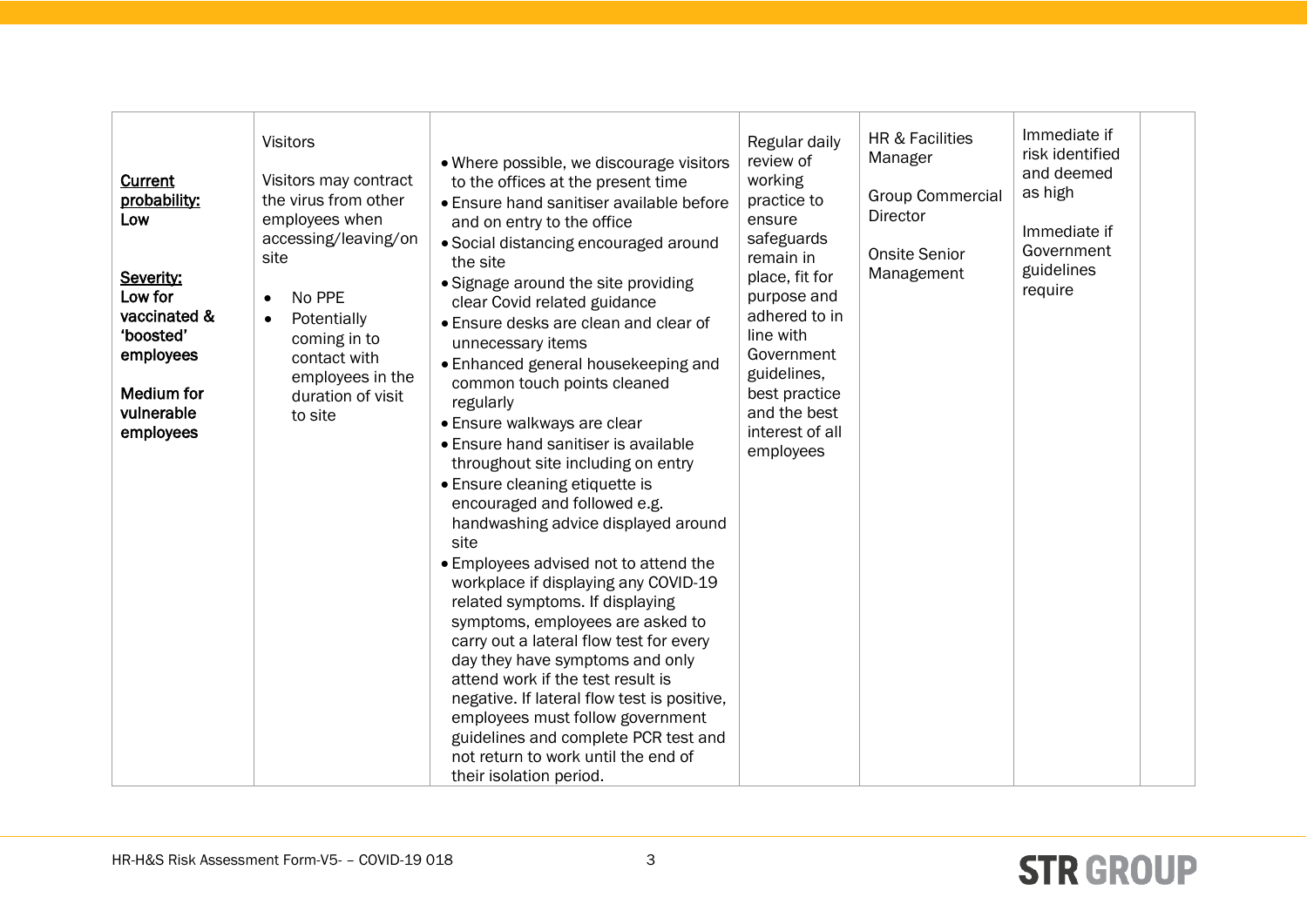| | | | | | | |
|---|---|---|---|---|---|---|
| **Current probability:** **Low**<br><br>**Severity:** **Low for vaccinated & 'boosted' employees**<br><br>**Medium for vulnerable employees** | Visitors<br><br>Visitors may contract the virus from other employees when accessing/leaving/on site<br><br>• No PPE<br>• Potentially coming in to contact with employees in the duration of visit to site | • Where possible, we discourage visitors to the offices at the present time<br>• Ensure hand sanitiser available before and on entry to the office<br>• Social distancing encouraged around the site<br>• Signage around the site providing clear Covid related guidance<br>• Ensure desks are clean and clear of unnecessary items<br>• Enhanced general housekeeping and common touch points cleaned regularly<br>• Ensure walkways are clear<br>• Ensure hand sanitiser is available throughout site including on entry<br>• Ensure cleaning etiquette is encouraged and followed e.g. handwashing advice displayed around site<br>• Employees advised not to attend the workplace if displaying any COVID-19 related symptoms. If displaying symptoms, employees are asked to carry out a lateral flow test for every day they have symptoms and only attend work if the test result is negative. If lateral flow test is positive, employees must follow government guidelines and complete PCR test and not return to work until the end of their isolation period. | Regular daily review of working practice to ensure safeguards remain in place, fit for purpose and adhered to in line with Government guidelines, best practice and the best interest of all employees | HR & Facilities Manager<br><br>Group Commercial Director<br><br>Onsite Senior Management | Immediate if risk identified and deemed as high<br><br>Immediate if Government guidelines require | |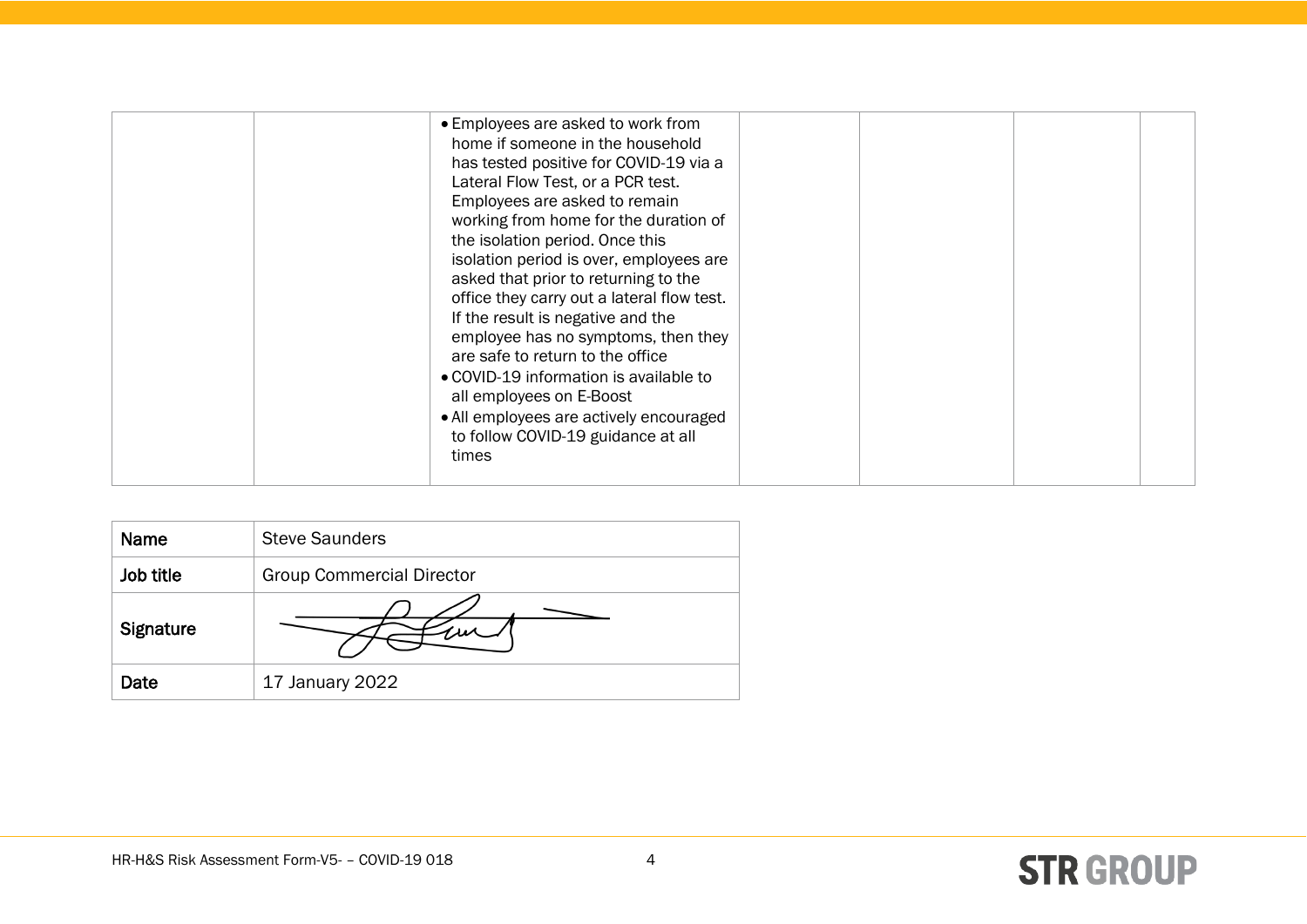| | | | | | | |
|---|---|---|---|---|---|---|
| | | • Employees are asked to work from home if someone in the household has tested positive for COVID-19 via a Lateral Flow Test, or a PCR test. Employees are asked to remain working from home for the duration of the isolation period. Once this isolation period is over, employees are asked that prior to returning to the office they carry out a lateral flow test. If the result is negative and the employee has no symptoms, then they are safe to return to the office<br>• COVID-19 information is available to all employees on E-Boost<br>• All employees are actively encouraged to follow COVID-19 guidance at all times | | | | |

| | |
|---|---|
| **Name** | Steve Saunders |
| **Job title** | Group Commercial Director |
| **Signature** | |
| **Date** | 17 January 2022 |